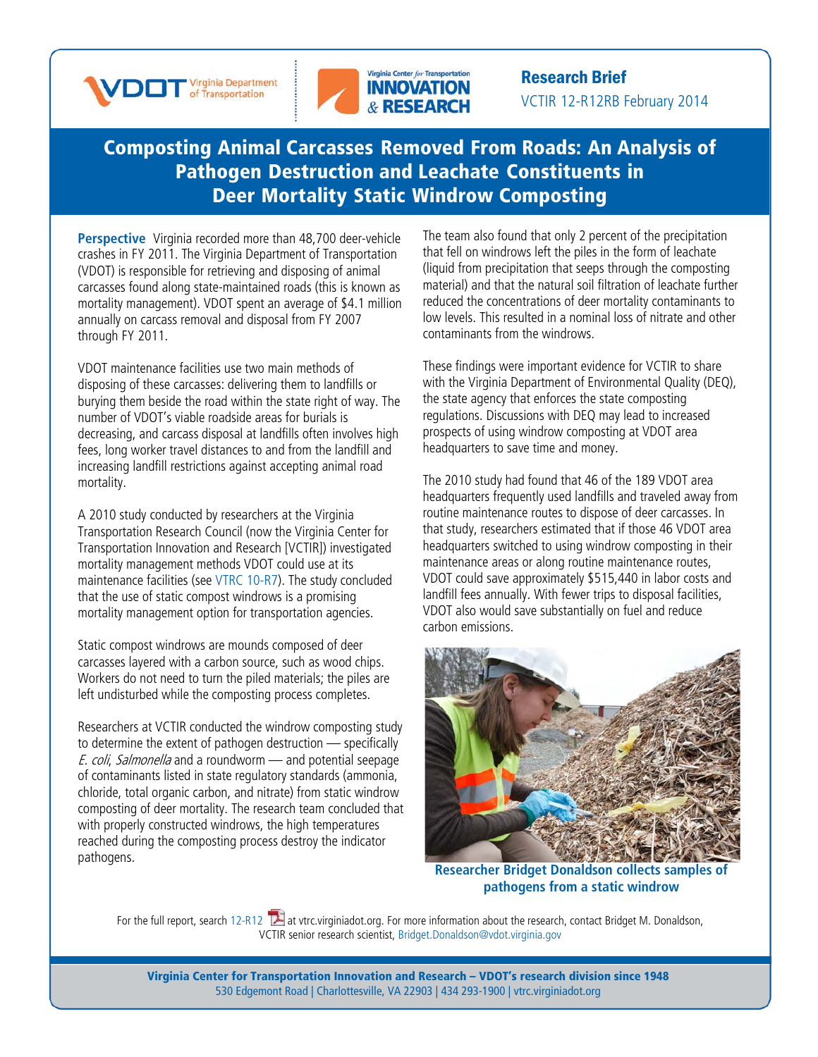Research Brief

VCTIR 12-R12RB February 2014

# Composting Animal Carcasses Removed From Roads: An Analysis of Pathogen Destruction and Leachate Constituents in Deer Mortality Static Windrow Composting

**Perspective** Virginia recorded more than 48,700 deer-vehicle crashes in FY 2011. The Virginia Department of Transportation (VDOT) is responsible for retrieving and disposing of animal carcasses found along state-maintained roads (this is known as mortality management). VDOT spent an average of $4.1 million annually on carcass removal and disposal from FY 2007 through FY 2011.

VDOT maintenance facilities use two main methods of disposing of these carcasses: delivering them to landfills or burying them beside the road within the state right of way. The number of VDOT's viable roadside areas for burials is decreasing, and carcass disposal at landfills often involves high fees, long worker travel distances to and from the landfill and increasing landfill restrictions against accepting animal road mortality.

A 2010 study conducted by researchers at the Virginia Transportation Research Council (now the Virginia Center for Transportation Innovation and Research [VCTIR]) investigated mortality management methods VDOT could use at its maintenance facilities (see VTRC 10-R7). The study concluded that the use of static compost windrows is a promising mortality management option for transportation agencies.

Static compost windrows are mounds composed of deer carcasses layered with a carbon source, such as wood chips. Workers do not need to turn the piled materials; the piles are left undisturbed while the composting process completes.

Researchers at VCTIR conducted the windrow composting study to determine the extent of pathogen destruction — specifically *E. coli*, *Salmonella* and a roundworm — and potential seepage of contaminants listed in state regulatory standards (ammonia, chloride, total organic carbon, and nitrate) from static windrow composting of deer mortality. The research team concluded that with properly constructed windrows, the high temperatures reached during the composting process destroy the indicator pathogens.

The team also found that only 2 percent of the precipitation that fell on windrows left the piles in the form of leachate (liquid from precipitation that seeps through the composting material) and that the natural soil filtration of leachate further reduced the concentrations of deer mortality contaminants to low levels. This resulted in a nominal loss of nitrate and other contaminants from the windrows.

These findings were important evidence for VCTIR to share with the Virginia Department of Environmental Quality (DEQ), the state agency that enforces the state composting regulations. Discussions with DEQ may lead to increased prospects of using windrow composting at VDOT area headquarters to save time and money.

The 2010 study had found that 46 of the 189 VDOT area headquarters frequently used landfills and traveled away from routine maintenance routes to dispose of deer carcasses. In that study, researchers estimated that if those 46 VDOT area headquarters switched to using windrow composting in their maintenance areas or along routine maintenance routes, VDOT could save approximately $515,440 in labor costs and landfill fees annually. With fewer trips to disposal facilities, VDOT also would save substantially on fuel and reduce carbon emissions.

**Researcher Bridget Donaldson collects samples of pathogens from a static windrow**

For the full report, search 12-R12 at vtrc.virginiadot.org. For more information about the research, contact Bridget M. Donaldson, VCTIR senior research scientist, Bridget.Donaldson@vdot.virginia.gov

**Virginia Center for Transportation Innovation and Research – VDOT's research division since 1948**
530 Edgemont Road | Charlottesville, VA 22903 | 434 293-1900 | vtrc.virginiadot.org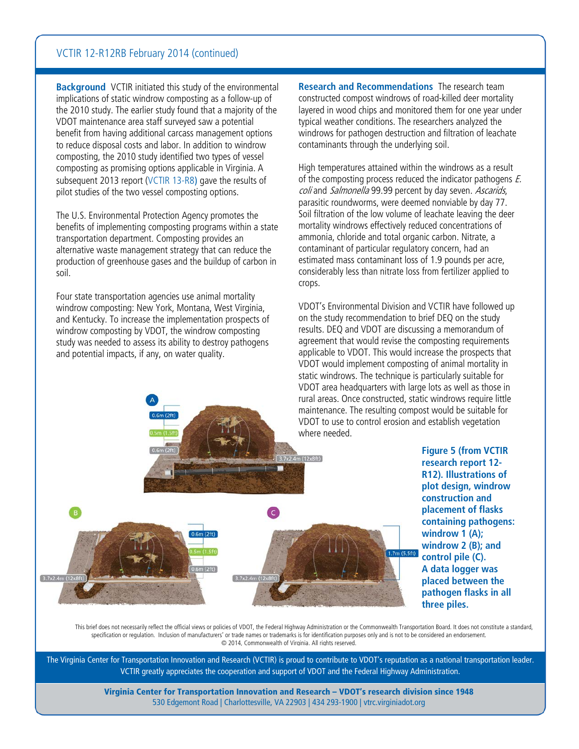**Background** VCTIR initiated this study of the environmental implications of static windrow composting as a follow-up of the 2010 study. The earlier study found that a majority of the VDOT maintenance area staff surveyed saw a potential benefit from having additional carcass management options to reduce disposal costs and labor. In addition to windrow composting, the 2010 study identified two types of vessel composting as promising options applicable in Virginia. A subsequent 2013 report (VCTIR 13-R8) gave the results of pilot studies of the two vessel composting options.

The U.S. Environmental Protection Agency promotes the benefits of implementing composting programs within a state transportation department. Composting provides an alternative waste management strategy that can reduce the production of greenhouse gases and the buildup of carbon in soil.

Four state transportation agencies use animal mortality windrow composting: New York, Montana, West Virginia, and Kentucky. To increase the implementation prospects of windrow composting by VDOT, the windrow composting study was needed to assess its ability to destroy pathogens and potential impacts, if any, on water quality.

**Research and Recommendations** The research team constructed compost windrows of road-killed deer mortality layered in wood chips and monitored them for one year under typical weather conditions. The researchers analyzed the windrows for pathogen destruction and filtration of leachate contaminants through the underlying soil.

High temperatures attained within the windrows as a result of the composting process reduced the indicator pathogens *E. coli* and *Salmonella* 99.99 percent by day seven. *Ascarids*, parasitic roundworms, were deemed nonviable by day 77. Soil filtration of the low volume of leachate leaving the deer mortality windrows effectively reduced concentrations of ammonia, chloride and total organic carbon. Nitrate, a contaminant of particular regulatory concern, had an estimated mass contaminant loss of 1.9 pounds per acre, considerably less than nitrate loss from fertilizer applied to crops.

VDOT's Environmental Division and VCTIR have followed up on the study recommendation to brief DEQ on the study results. DEQ and VDOT are discussing a memorandum of agreement that would revise the composting requirements applicable to VDOT. This would increase the prospects that VDOT would implement composting of animal mortality in static windrows. The technique is particularly suitable for VDOT area headquarters with large lots as well as those in rural areas. Once constructed, static windrows require little maintenance. The resulting compost would be suitable for VDOT to use to control erosion and establish vegetation where needed.

A
0.6m (2ft)
0.5m (1.5ft)
0.6m (2ft)
3.7x2.4m (12x8ft)

B
0.6m (2ft)
0.5m (1.5ft)
0.6m (2ft)
3.7x2.4m (12x8ft)

C
1.7m (5.5ft)
3.7x2.4m (12x8ft)

**Figure 5 (from VCTIR research report 12-R12). Illustrations of plot design, windrow construction and placement of flasks containing pathogens: windrow 1 (A); windrow 2 (B); and control pile (C). A data logger was placed between the pathogen flasks in all three piles.**

This brief does not necessarily reflect the official views or policies of VDOT, the Federal Highway Administration or the Commonwealth Transportation Board. It does not constitute a standard, specification or regulation. Inclusion of manufacturers' or trade names or trademarks is for identification purposes only and is not to be considered an endorsement.
© 2014, Commonwealth of Virginia. All rights reserved.

The Virginia Center for Transportation Innovation and Research (VCTIR) is proud to contribute to VDOT's reputation as a national transportation leader. VCTIR greatly appreciates the cooperation and support of VDOT and the Federal Highway Administration.

**Virginia Center for Transportation Innovation and Research – VDOT's research division since 1948**
530 Edgemont Road | Charlottesville, VA 22903 | 434 293-1900 | vtrc.virginiadot.org